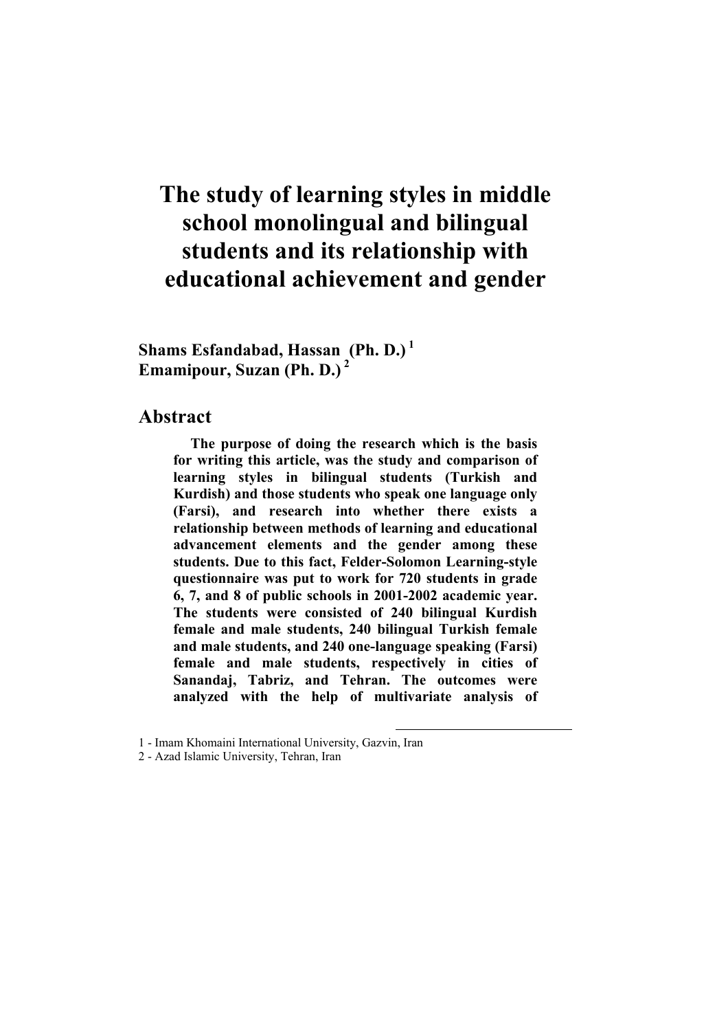# The study of learning styles in middle school monolingual and bilingual students and its relationship with educational achievement and gender

**Shams Esfandabad, Hassan (Ph. D.) [1]**
**Emamipour, Suzan (Ph. D.) [2]**

## Abstract

**The purpose of doing the research which is the basis for writing this article, was the study and comparison of learning styles in bilingual students (Turkish and Kurdish) and those students who speak one language only (Farsi), and research into whether there exists a relationship between methods of learning and educational advancement elements and the gender among these students. Due to this fact, Felder-Solomon Learning-style questionnaire was put to work for 720 students in grade 6, 7, and 8 of public schools in 2001-2002 academic year. The students were consisted of 240 bilingual Kurdish female and male students, 240 bilingual Turkish female and male students, and 240 one-language speaking (Farsi) female and male students, respectively in cities of Sanandaj, Tabriz, and Tehran. The outcomes were analyzed with the help of multivariate analysis of**

---

1 - Imam Khomaini International University, Gazvin, Iran

2 - Azad Islamic University, Tehran, Iran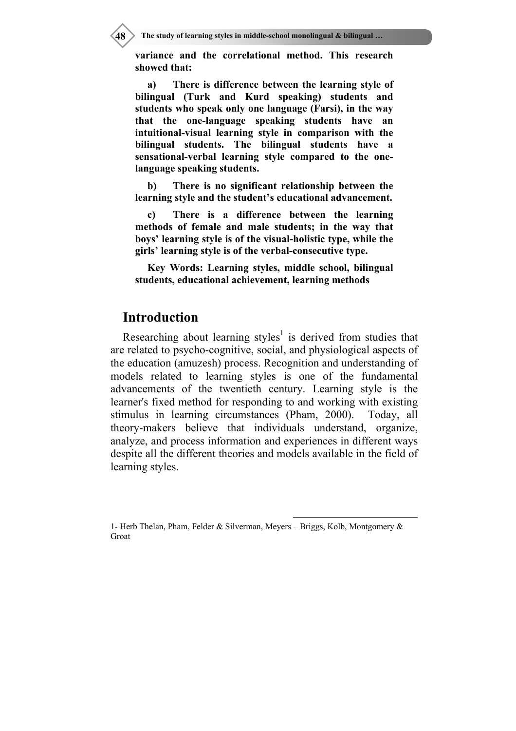**variance and the correlational method. This research showed that:**

**a) There is difference between the learning style of bilingual (Turk and Kurd speaking) students and students who speak only one language (Farsi), in the way that the one-language speaking students have an intuitional-visual learning style in comparison with the bilingual students. The bilingual students have a sensational-verbal learning style compared to the one-language speaking students.**

**b) There is no significant relationship between the learning style and the student's educational advancement.**

**c) There is a difference between the learning methods of female and male students; in the way that boys' learning style is of the visual-holistic type, while the girls' learning style is of the verbal-consecutive type.**

**Key Words: Learning styles, middle school, bilingual students, educational achievement, learning methods**

## Introduction

Researching about learning styles[1] is derived from studies that are related to psycho-cognitive, social, and physiological aspects of the education (amuzesh) process. Recognition and understanding of models related to learning styles is one of the fundamental advancements of the twentieth century. Learning style is the learner's fixed method for responding to and working with existing stimulus in learning circumstances (Pham, 2000). Today, all theory-makers believe that individuals understand, organize, analyze, and process information and experiences in different ways despite all the different theories and models available in the field of learning styles.

---

1- Herb Thelan, Pham, Felder & Silverman, Meyers – Briggs, Kolb, Montgomery & Groat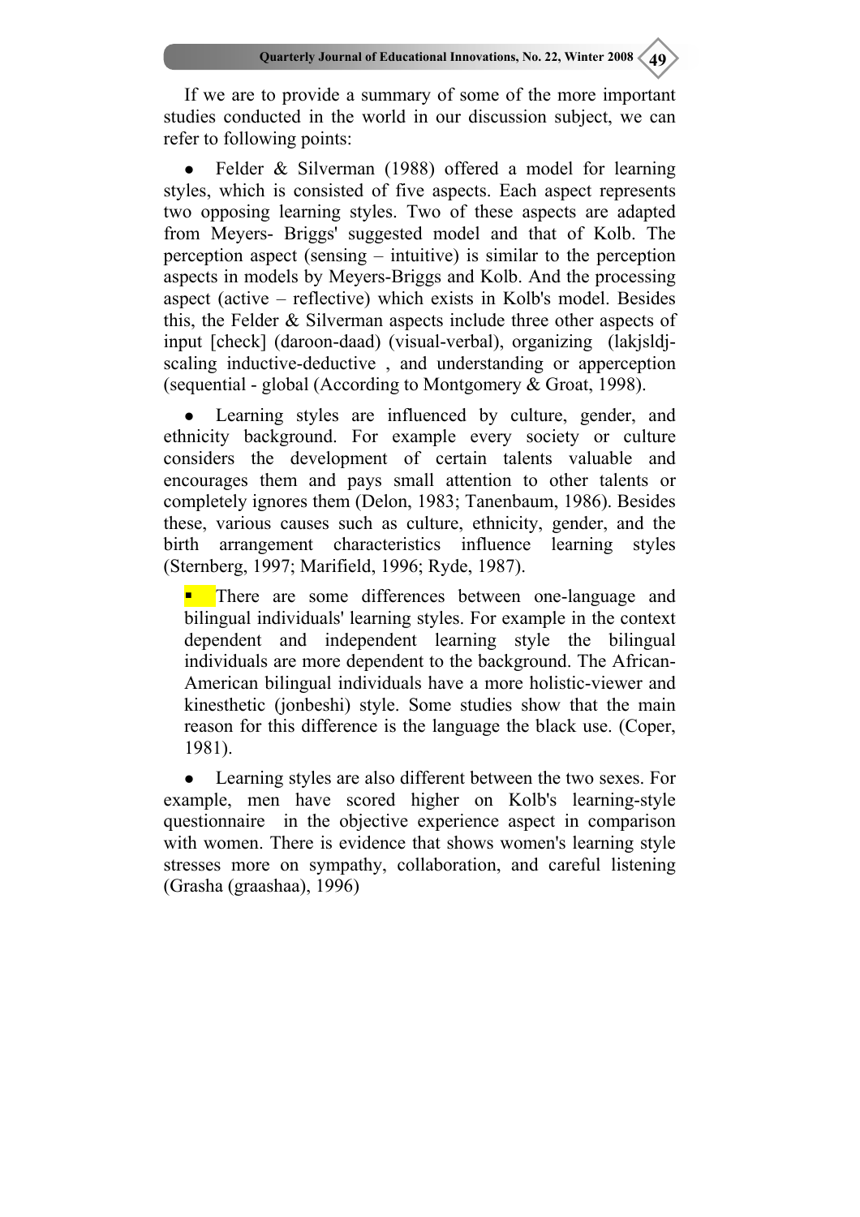If we are to provide a summary of some of the more important studies conducted in the world in our discussion subject, we can refer to following points:

- Felder & Silverman (1988) offered a model for learning styles, which is consisted of five aspects. Each aspect represents two opposing learning styles. Two of these aspects are adapted from Meyers- Briggs' suggested model and that of Kolb. The perception aspect (sensing – intuitive) is similar to the perception aspects in models by Meyers-Briggs and Kolb. And the processing aspect (active – reflective) which exists in Kolb's model. Besides this, the Felder & Silverman aspects include three other aspects of input [check] (daroon-daad) (visual-verbal), organizing (lakjsldj-scaling inductive-deductive , and understanding or apperception (sequential - global (According to Montgomery & Groat, 1998).

- Learning styles are influenced by culture, gender, and ethnicity background. For example every society or culture considers the development of certain talents valuable and encourages them and pays small attention to other talents or completely ignores them (Delon, 1983; Tanenbaum, 1986). Besides these, various causes such as culture, ethnicity, gender, and the birth arrangement characteristics influence learning styles (Sternberg, 1997; Marifield, 1996; Ryde, 1987).

- There are some differences between one-language and bilingual individuals' learning styles. For example in the context dependent and independent learning style the bilingual individuals are more dependent to the background. The African-American bilingual individuals have a more holistic-viewer and kinesthetic (jonbeshi) style. Some studies show that the main reason for this difference is the language the black use. (Coper, 1981).

- Learning styles are also different between the two sexes. For example, men have scored higher on Kolb's learning-style questionnaire in the objective experience aspect in comparison with women. There is evidence that shows women's learning style stresses more on sympathy, collaboration, and careful listening (Grasha (graashaa), 1996)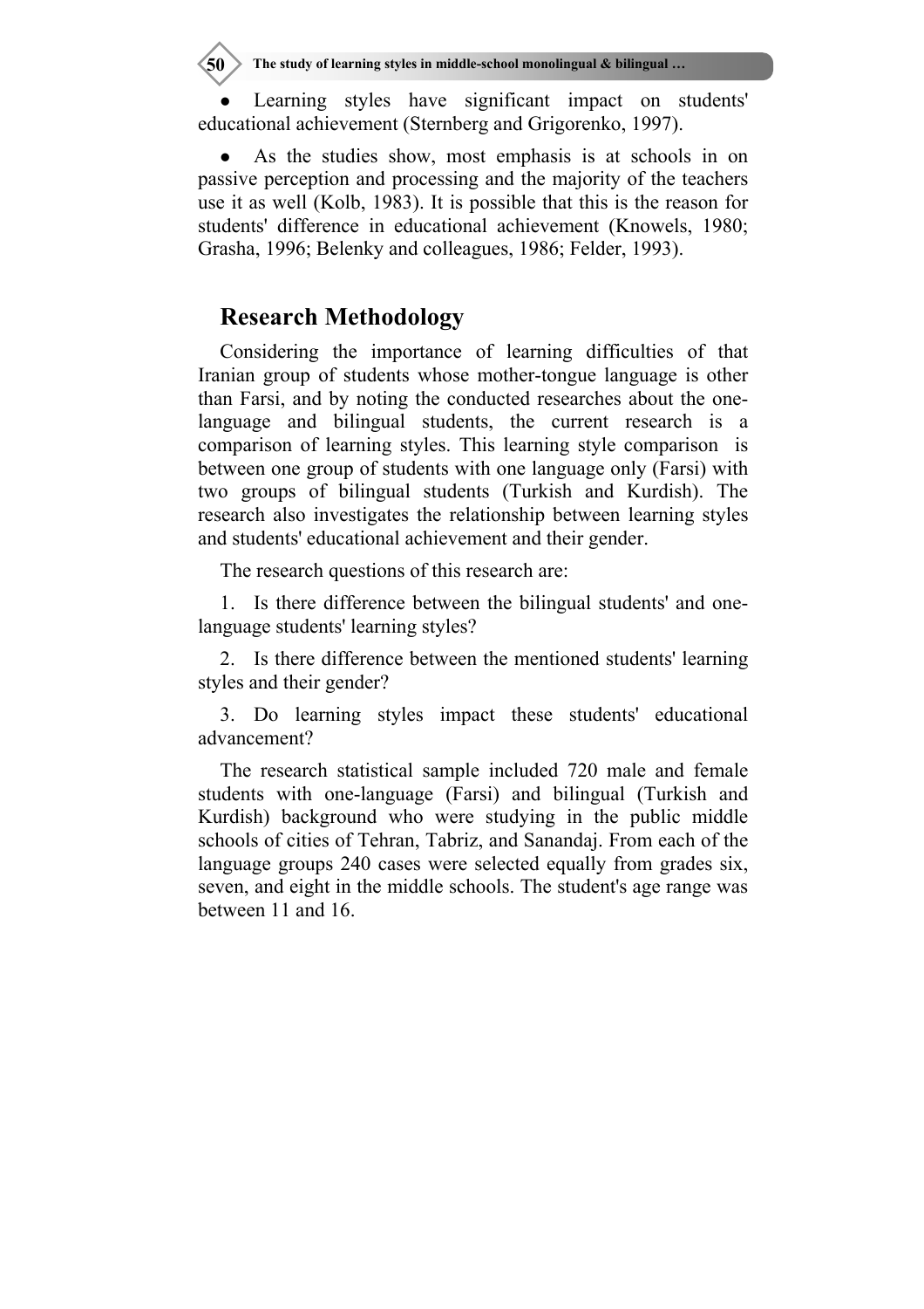- Learning styles have significant impact on students' educational achievement (Sternberg and Grigorenko, 1997).

- As the studies show, most emphasis is at schools in on passive perception and processing and the majority of the teachers use it as well (Kolb, 1983). It is possible that this is the reason for students' difference in educational achievement (Knowels, 1980; Grasha, 1996; Belenky and colleagues, 1986; Felder, 1993).

## Research Methodology

Considering the importance of learning difficulties of that Iranian group of students whose mother-tongue language is other than Farsi, and by noting the conducted researches about the one-language and bilingual students, the current research is a comparison of learning styles. This learning style comparison is between one group of students with one language only (Farsi) with two groups of bilingual students (Turkish and Kurdish). The research also investigates the relationship between learning styles and students' educational achievement and their gender.

The research questions of this research are:

1. Is there difference between the bilingual students' and one-language students' learning styles?

2. Is there difference between the mentioned students' learning styles and their gender?

3. Do learning styles impact these students' educational advancement?

The research statistical sample included 720 male and female students with one-language (Farsi) and bilingual (Turkish and Kurdish) background who were studying in the public middle schools of cities of Tehran, Tabriz, and Sanandaj. From each of the language groups 240 cases were selected equally from grades six, seven, and eight in the middle schools. The student's age range was between 11 and 16.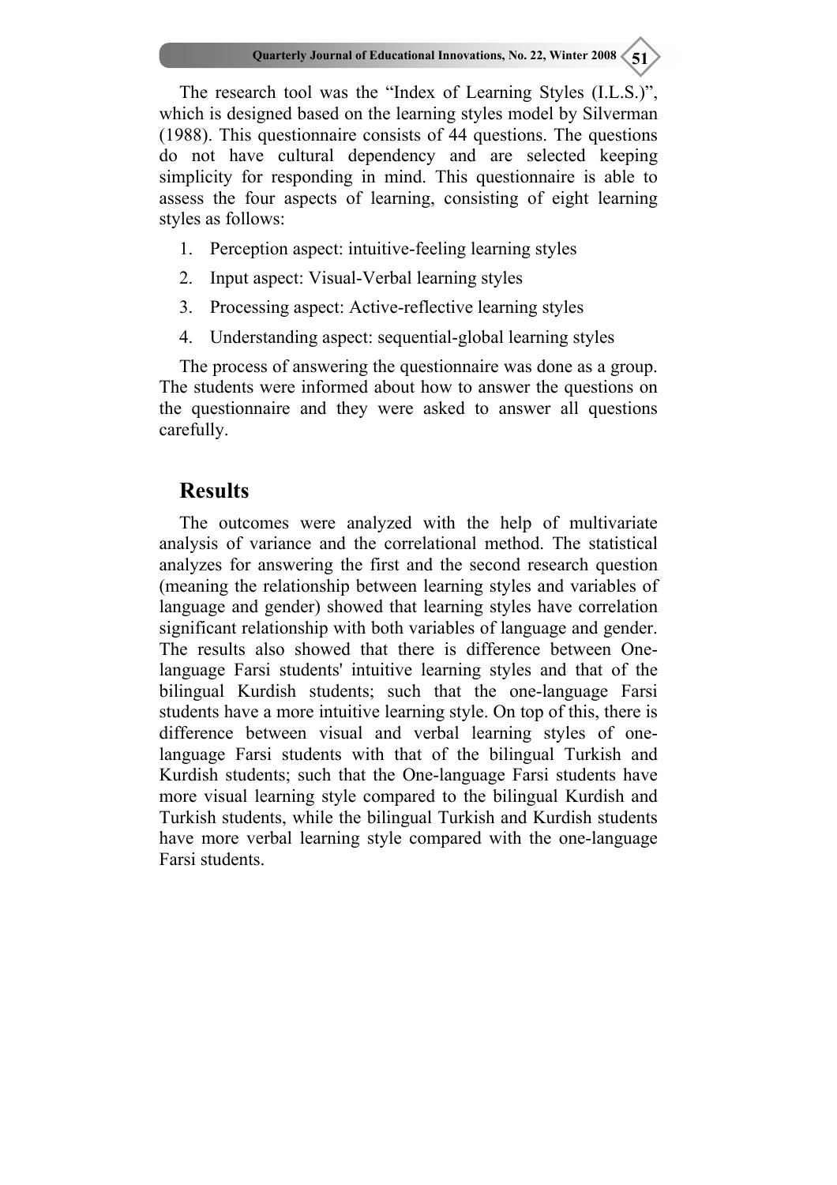The research tool was the "Index of Learning Styles (I.L.S.)", which is designed based on the learning styles model by Silverman (1988). This questionnaire consists of 44 questions. The questions do not have cultural dependency and are selected keeping simplicity for responding in mind. This questionnaire is able to assess the four aspects of learning, consisting of eight learning styles as follows:

1. Perception aspect: intuitive-feeling learning styles
2. Input aspect: Visual-Verbal learning styles
3. Processing aspect: Active-reflective learning styles
4. Understanding aspect: sequential-global learning styles

The process of answering the questionnaire was done as a group. The students were informed about how to answer the questions on the questionnaire and they were asked to answer all questions carefully.

## Results

The outcomes were analyzed with the help of multivariate analysis of variance and the correlational method. The statistical analyzes for answering the first and the second research question (meaning the relationship between learning styles and variables of language and gender) showed that learning styles have correlation significant relationship with both variables of language and gender. The results also showed that there is difference between One-language Farsi students' intuitive learning styles and that of the bilingual Kurdish students; such that the one-language Farsi students have a more intuitive learning style. On top of this, there is difference between visual and verbal learning styles of one-language Farsi students with that of the bilingual Turkish and Kurdish students; such that the One-language Farsi students have more visual learning style compared to the bilingual Kurdish and Turkish students, while the bilingual Turkish and Kurdish students have more verbal learning style compared with the one-language Farsi students.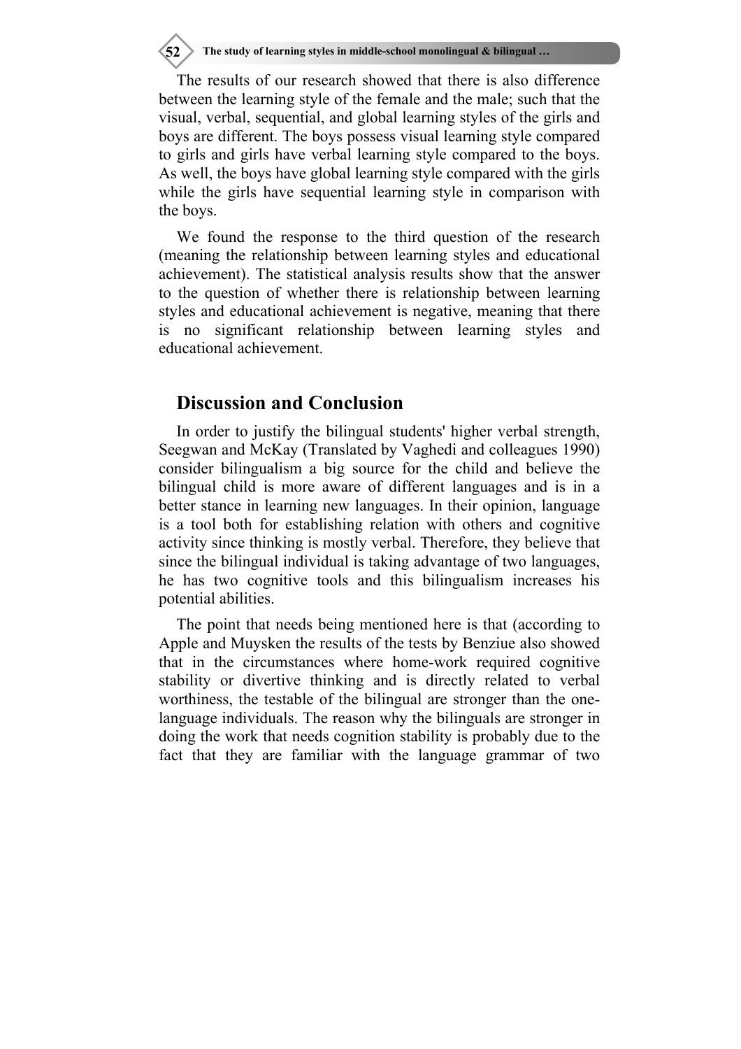The results of our research showed that there is also difference between the learning style of the female and the male; such that the visual, verbal, sequential, and global learning styles of the girls and boys are different. The boys possess visual learning style compared to girls and girls have verbal learning style compared to the boys. As well, the boys have global learning style compared with the girls while the girls have sequential learning style in comparison with the boys.

We found the response to the third question of the research (meaning the relationship between learning styles and educational achievement). The statistical analysis results show that the answer to the question of whether there is relationship between learning styles and educational achievement is negative, meaning that there is no significant relationship between learning styles and educational achievement.

## Discussion and Conclusion

In order to justify the bilingual students' higher verbal strength, Seegwan and McKay (Translated by Vaghedi and colleagues 1990) consider bilingualism a big source for the child and believe the bilingual child is more aware of different languages and is in a better stance in learning new languages. In their opinion, language is a tool both for establishing relation with others and cognitive activity since thinking is mostly verbal. Therefore, they believe that since the bilingual individual is taking advantage of two languages, he has two cognitive tools and this bilingualism increases his potential abilities.

The point that needs being mentioned here is that (according to Apple and Muysken the results of the tests by Benziue also showed that in the circumstances where home-work required cognitive stability or divertive thinking and is directly related to verbal worthiness, the testable of the bilingual are stronger than the one-language individuals. The reason why the bilinguals are stronger in doing the work that needs cognition stability is probably due to the fact that they are familiar with the language grammar of two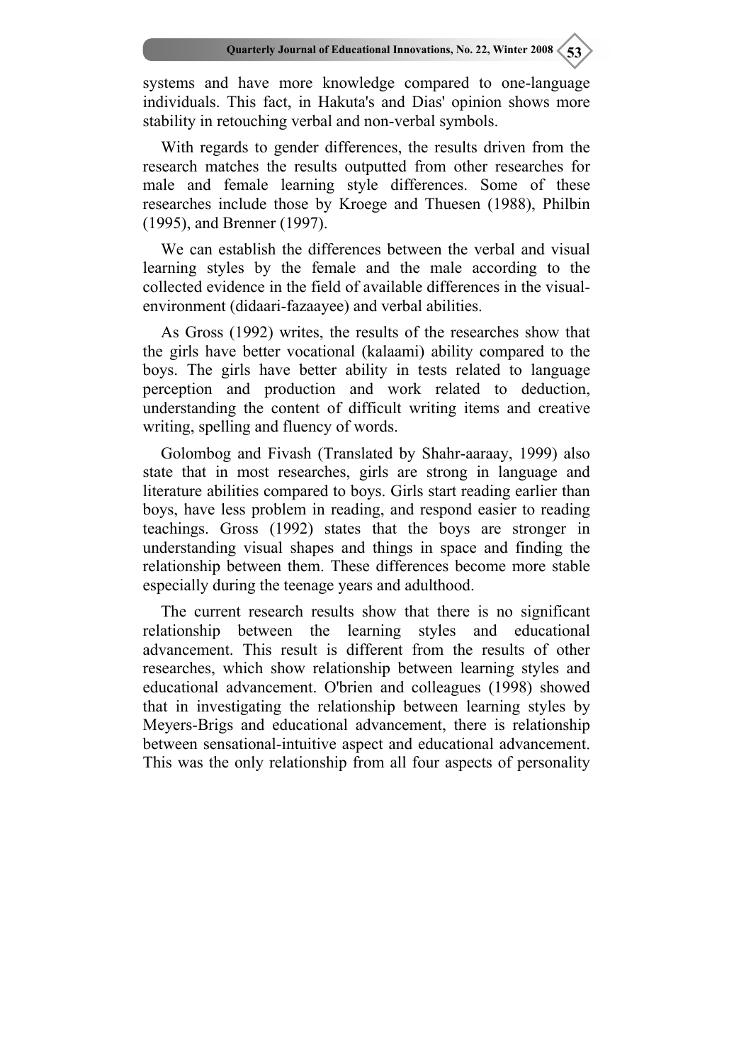systems and have more knowledge compared to one-language individuals. This fact, in Hakuta's and Dias' opinion shows more stability in retouching verbal and non-verbal symbols.

With regards to gender differences, the results driven from the research matches the results outputted from other researches for male and female learning style differences. Some of these researches include those by Kroege and Thuesen (1988), Philbin (1995), and Brenner (1997).

We can establish the differences between the verbal and visual learning styles by the female and the male according to the collected evidence in the field of available differences in the visual-environment (didaari-fazaayee) and verbal abilities.

As Gross (1992) writes, the results of the researches show that the girls have better vocational (kalaami) ability compared to the boys. The girls have better ability in tests related to language perception and production and work related to deduction, understanding the content of difficult writing items and creative writing, spelling and fluency of words.

Golombog and Fivash (Translated by Shahr-aaraay, 1999) also state that in most researches, girls are strong in language and literature abilities compared to boys. Girls start reading earlier than boys, have less problem in reading, and respond easier to reading teachings. Gross (1992) states that the boys are stronger in understanding visual shapes and things in space and finding the relationship between them. These differences become more stable especially during the teenage years and adulthood.

The current research results show that there is no significant relationship between the learning styles and educational advancement. This result is different from the results of other researches, which show relationship between learning styles and educational advancement. O'brien and colleagues (1998) showed that in investigating the relationship between learning styles by Meyers-Brigs and educational advancement, there is relationship between sensational-intuitive aspect and educational advancement. This was the only relationship from all four aspects of personality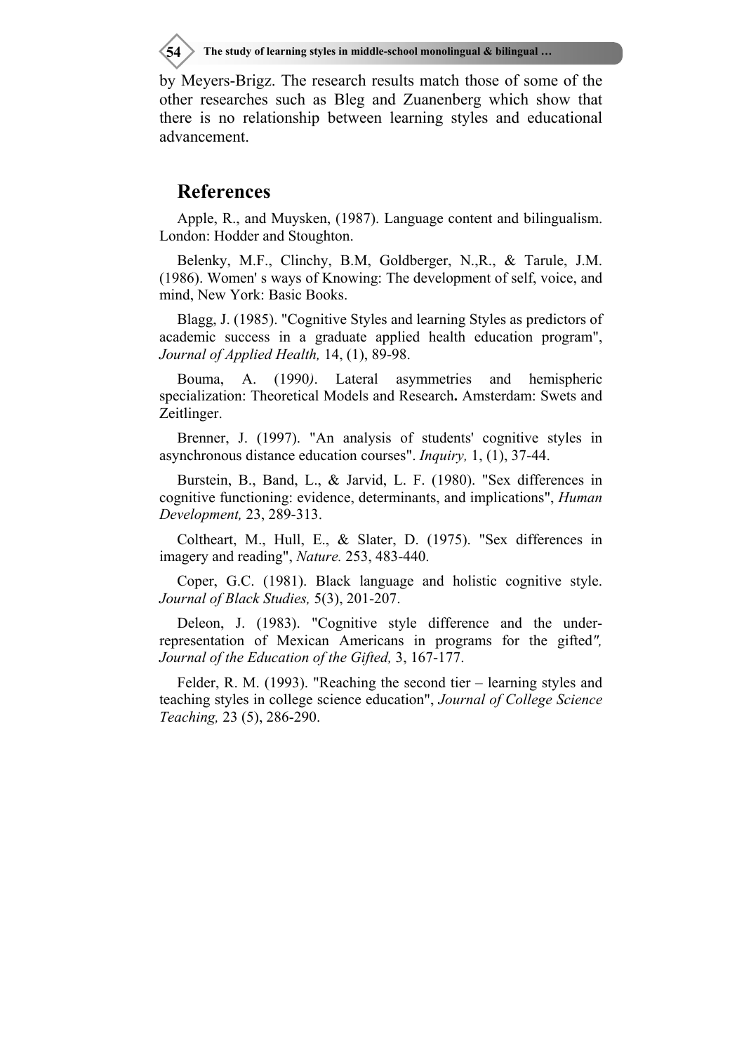by Meyers-Brigz. The research results match those of some of the other researches such as Bleg and Zuanenberg which show that there is no relationship between learning styles and educational advancement.

## References

Apple, R., and Muysken, (1987). Language content and bilingualism. London: Hodder and Stoughton.

Belenky, M.F., Clinchy, B.M, Goldberger, N.,R., & Tarule, J.M. (1986). Women' s ways of Knowing: The development of self, voice, and mind, New York: Basic Books.

Blagg, J. (1985). "Cognitive Styles and learning Styles as predictors of academic success in a graduate applied health education program", *Journal of Applied Health,* 14, (1), 89-98.

Bouma, A. (1990*)*. Lateral asymmetries and hemispheric specialization: Theoretical Models and Research**.** Amsterdam: Swets and Zeitlinger.

Brenner, J. (1997). "An analysis of students' cognitive styles in asynchronous distance education courses". *Inquiry,* 1, (1), 37-44.

Burstein, B., Band, L., & Jarvid, L. F. (1980). "Sex differences in cognitive functioning: evidence, determinants, and implications", *Human Development,* 23, 289-313.

Coltheart, M., Hull, E., & Slater, D. (1975). "Sex differences in imagery and reading", *Nature.* 253, 483-440.

Coper, G.C. (1981). Black language and holistic cognitive style. *Journal of Black Studies,* 5(3), 201-207.

Deleon, J. (1983). "Cognitive style difference and the under-representation of Mexican Americans in programs for the gifted*",* *Journal of the Education of the Gifted,* 3, 167-177.

Felder, R. M. (1993). "Reaching the second tier – learning styles and teaching styles in college science education", *Journal of College Science Teaching,* 23 (5), 286-290.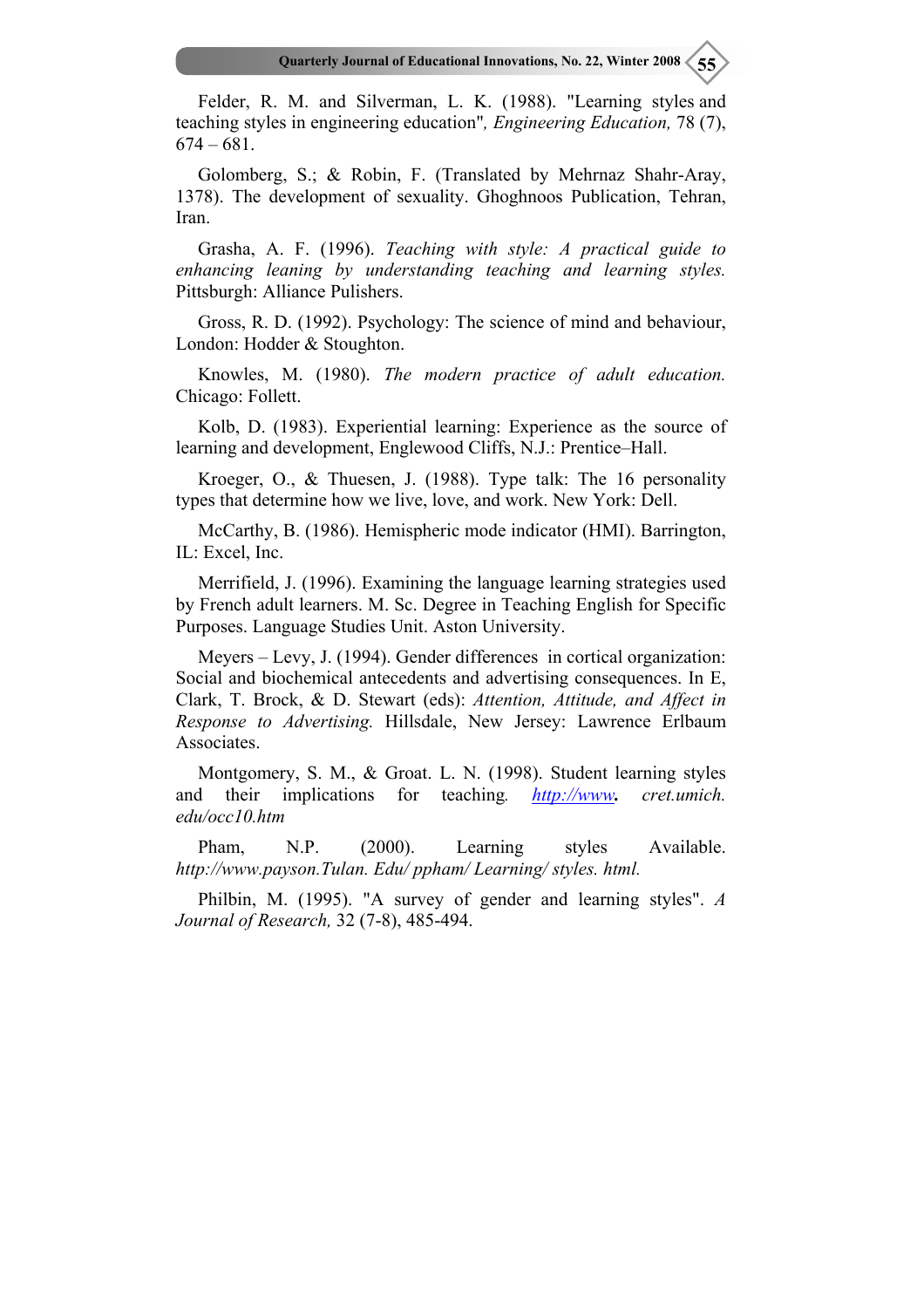Felder, R. M. and Silverman, L. K. (1988). "Learning styles and teaching styles in engineering education", *Engineering Education,* 78 (7), 674 – 681.

Golomberg, S.; & Robin, F. (Translated by Mehrnaz Shahr-Aray, 1378). The development of sexuality. Ghoghnoos Publication, Tehran, Iran.

Grasha, A. F. (1996). *Teaching with style: A practical guide to enhancing leaning by understanding teaching and learning styles.* Pittsburgh: Alliance Pulishers.

Gross, R. D. (1992). Psychology: The science of mind and behaviour, London: Hodder & Stoughton.

Knowles, M. (1980). *The modern practice of adult education.* Chicago: Follett.

Kolb, D. (1983). Experiential learning: Experience as the source of learning and development, Englewood Cliffs, N.J.: Prentice–Hall.

Kroeger, O., & Thuesen, J. (1988). Type talk: The 16 personality types that determine how we live, love, and work. New York: Dell.

McCarthy, B. (1986). Hemispheric mode indicator (HMI). Barrington, IL: Excel, Inc.

Merrifield, J. (1996). Examining the language learning strategies used by French adult learners. M. Sc. Degree in Teaching English for Specific Purposes. Language Studies Unit. Aston University.

Meyers – Levy, J. (1994). Gender differences in cortical organization: Social and biochemical antecedents and advertising consequences. In E, Clark, T. Brock, & D. Stewart (eds): *Attention, Attitude, and Affect in Response to Advertising.* Hillsdale, New Jersey: Lawrence Erlbaum Associates.

Montgomery, S. M., & Groat. L. N. (1998). Student learning styles and their implications for teaching*.* *http://www*. *cret.umich. edu/occ10.htm*

Pham, N.P. (2000). Learning styles Available. *http://www.payson.Tulan. Edu/ ppham/ Learning/ styles. html.*

Philbin, M. (1995). "A survey of gender and learning styles". *A Journal of Research,* 32 (7-8), 485-494.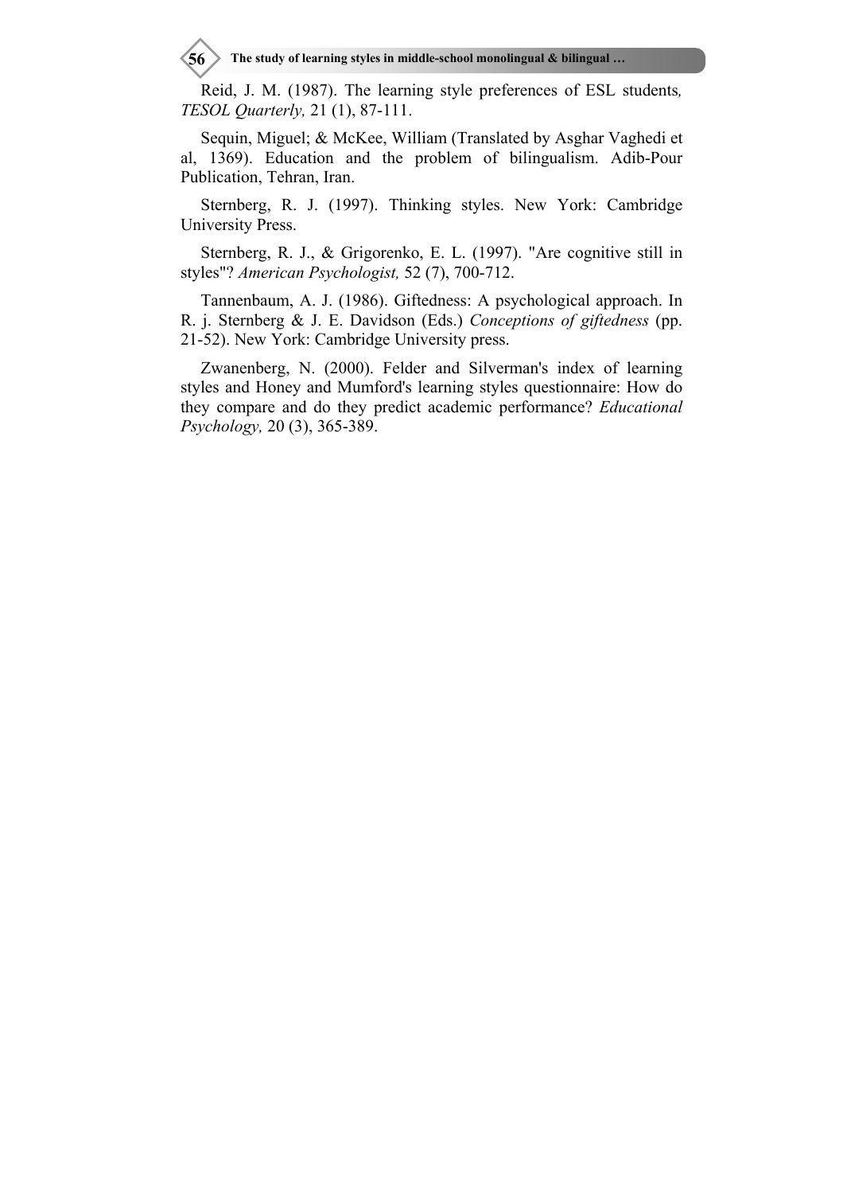Reid, J. M. (1987). The learning style preferences of ESL students*,* *TESOL Quarterly,* 21 (1), 87-111.

Sequin, Miguel; & McKee, William (Translated by Asghar Vaghedi et al, 1369). Education and the problem of bilingualism. Adib-Pour Publication, Tehran, Iran.

Sternberg, R. J. (1997). Thinking styles. New York: Cambridge University Press.

Sternberg, R. J., & Grigorenko, E. L. (1997). "Are cognitive still in styles"? *American Psychologist,* 52 (7), 700-712.

Tannenbaum, A. J. (1986). Giftedness: A psychological approach. In R. j. Sternberg & J. E. Davidson (Eds.) *Conceptions of giftedness* (pp. 21-52). New York: Cambridge University press.

Zwanenberg, N. (2000). Felder and Silverman's index of learning styles and Honey and Mumford's learning styles questionnaire: How do they compare and do they predict academic performance? *Educational Psychology,* 20 (3), 365-389.